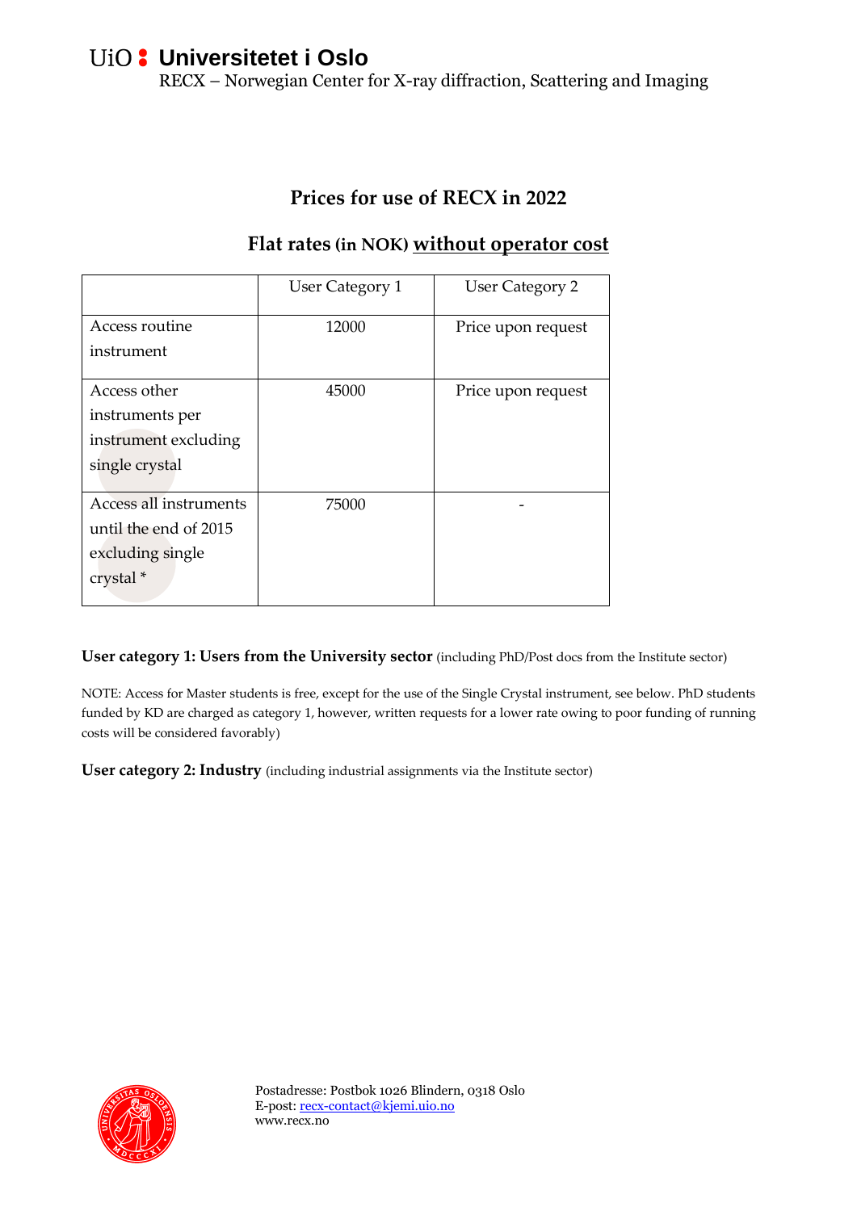UiO : **Universitetet i Oslo**

RECX – Norwegian Center for X-ray diffraction, Scattering and Imaging

## Prices for use of RECX in 2022

### Flat rates (in NOK) <u>without operator cost</u>

| | User Category 1 | User Category 2 |
|---|---|---|
| Access routine instrument | 12000 | Price upon request |
| Access other instruments per instrument excluding single crystal | 45000 | Price upon request |
| Access all instruments until the end of 2015 excluding single crystal * | 75000 | - |

**User category 1: Users from the University sector** (including PhD/Post docs from the Institute sector)

NOTE: Access for Master students is free, except for the use of the Single Crystal instrument, see below. PhD students funded by KD are charged as category 1, however, written requests for a lower rate owing to poor funding of running costs will be considered favorably)

**User category 2: Industry** (including industrial assignments via the Institute sector)

Postadresse: Postbok 1026 Blindern, 0318 Oslo
E-post: recx-contact@kjemi.uio.no
www.recx.no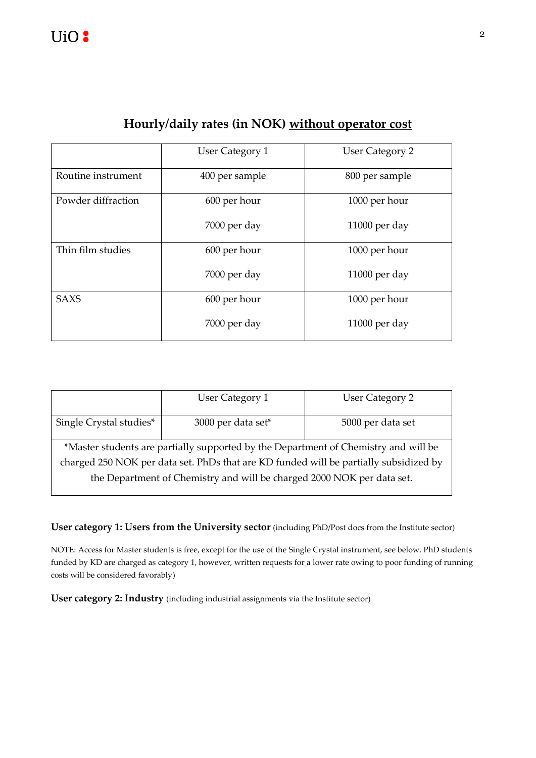## Hourly/daily rates (in NOK) <u>without operator cost</u>

| | User Category 1 | User Category 2 |
|---|---|---|
| Routine instrument | 400 per sample | 800 per sample |
| Powder diffraction | 600 per hour<br>7000 per day | 1000 per hour<br>11000 per day |
| Thin film studies | 600 per hour<br>7000 per day | 1000 per hour<br>11000 per day |
| SAXS | 600 per hour<br>7000 per day | 1000 per hour<br>11000 per day |

| | User Category 1 | User Category 2 |
|---|---|---|
| Single Crystal studies* | 3000 per data set* | 5000 per data set |

*Master students are partially supported by the Department of Chemistry and will be charged 250 NOK per data set. PhDs that are KD funded will be partially subsidized by the Department of Chemistry and will be charged 2000 NOK per data set.

**User category 1: Users from the University sector** (including PhD/Post docs from the Institute sector)

NOTE: Access for Master students is free, except for the use of the Single Crystal instrument, see below. PhD students funded by KD are charged as category 1, however, written requests for a lower rate owing to poor funding of running costs will be considered favorably)

**User category 2: Industry** (including industrial assignments via the Institute sector)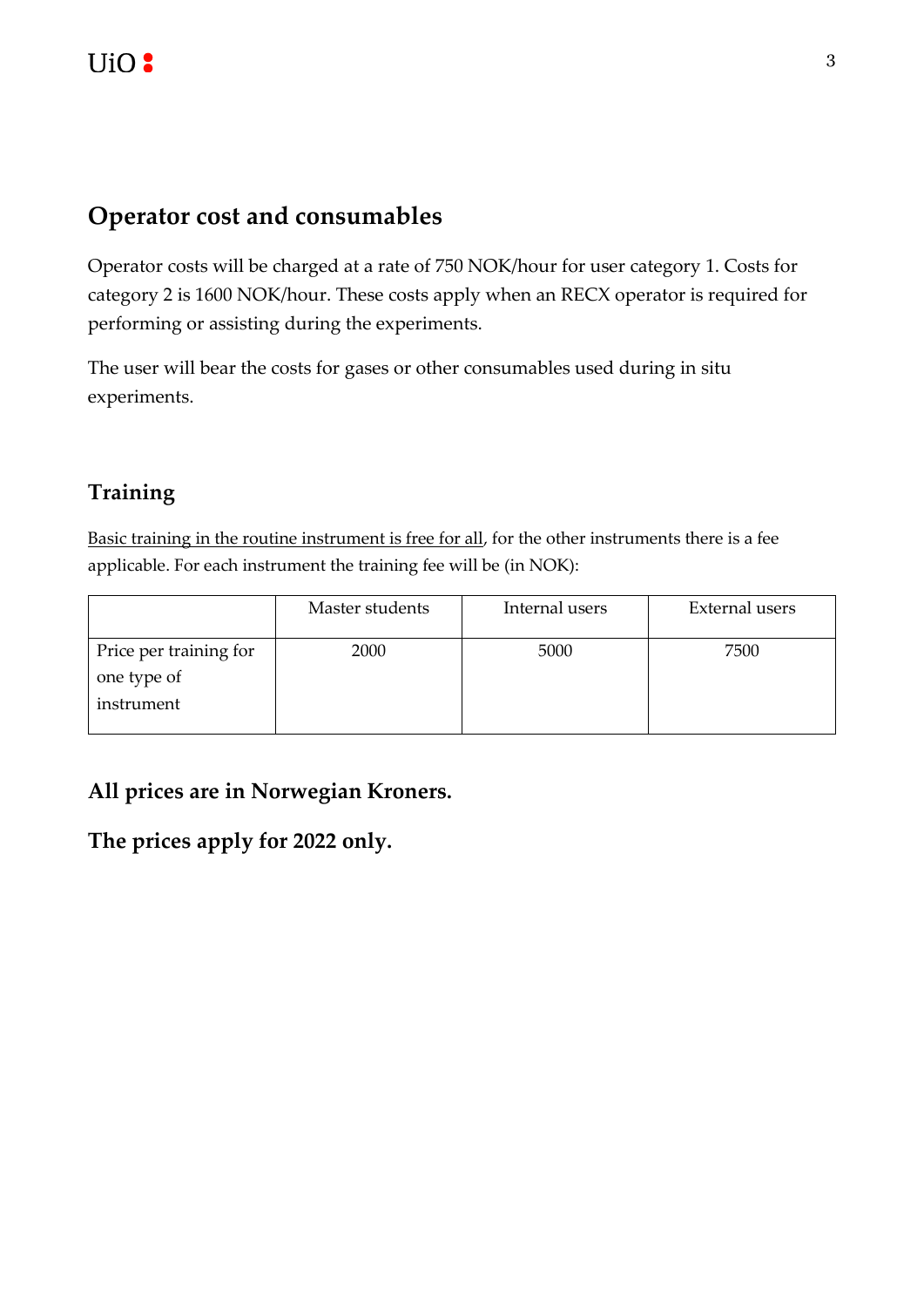## Operator cost and consumables

Operator costs will be charged at a rate of 750 NOK/hour for user category 1. Costs for category 2 is 1600 NOK/hour. These costs apply when an RECX operator is required for performing or assisting during the experiments.

The user will bear the costs for gases or other consumables used during in situ experiments.

### Training

Basic training in the routine instrument is free for all, for the other instruments there is a fee applicable. For each instrument the training fee will be (in NOK):

| | Master students | Internal users | External users |
|---|---|---|---|
| Price per training for one type of instrument | 2000 | 5000 | 7500 |

**All prices are in Norwegian Kroners.**

**The prices apply for 2022 only.**